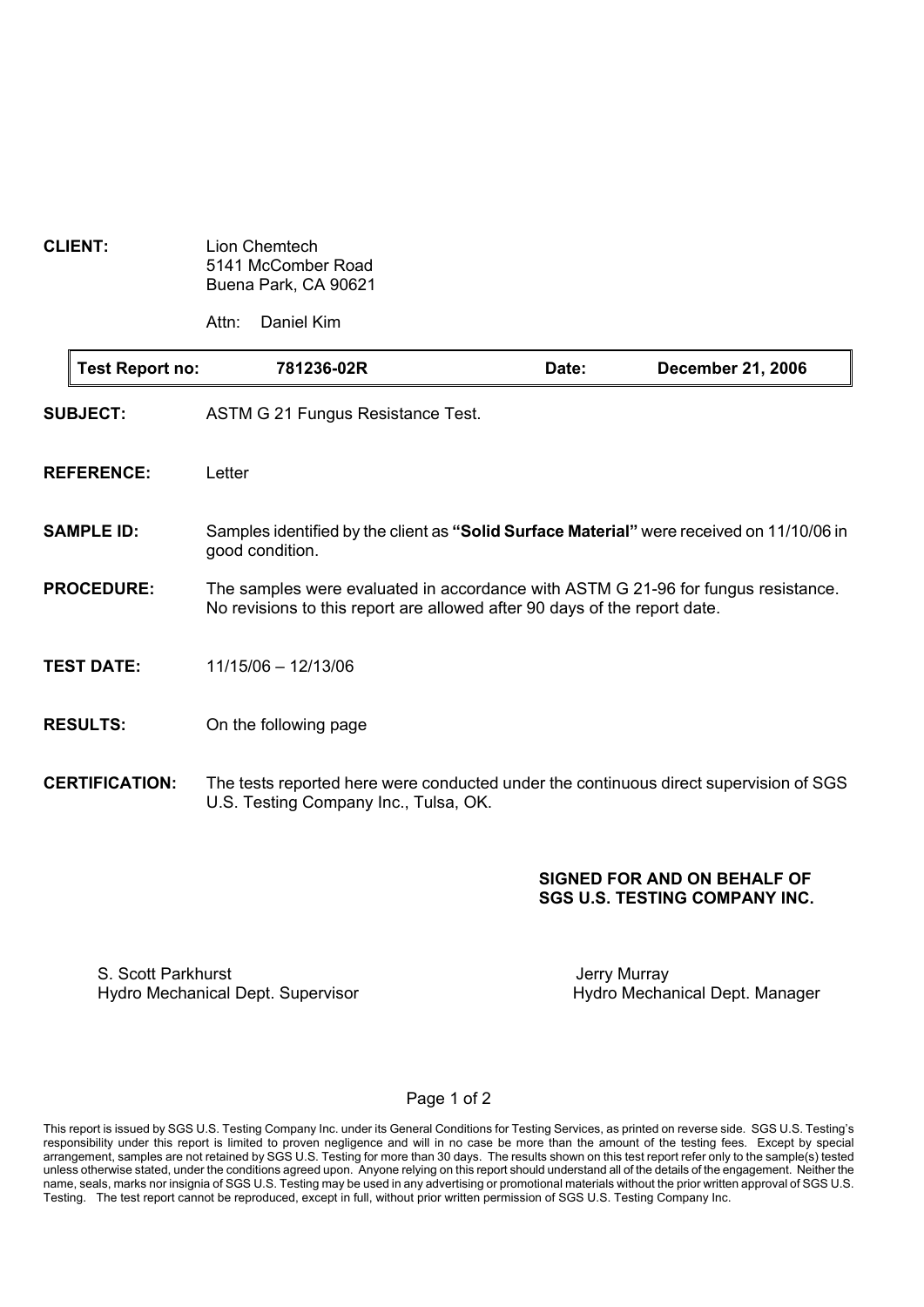**CLIENT:** Lion Chemtech
5141 McComber Road
Buena Park, CA 90621

Attn: Daniel Kim

| **Test Report no:** | **781236-02R** | **Date:** | **December 21, 2006** |
|---|---|---|---|

**SUBJECT:** ASTM G 21 Fungus Resistance Test.

**REFERENCE:** Letter

**SAMPLE ID:** Samples identified by the client as **"Solid Surface Material"** were received on 11/10/06 in good condition.

**PROCEDURE:** The samples were evaluated in accordance with ASTM G 21-96 for fungus resistance. No revisions to this report are allowed after 90 days of the report date.

**TEST DATE:** 11/15/06 – 12/13/06

**RESULTS:** On the following page

**CERTIFICATION:** The tests reported here were conducted under the continuous direct supervision of SGS U.S. Testing Company Inc., Tulsa, OK.

**SIGNED FOR AND ON BEHALF OF**
**SGS U.S. TESTING COMPANY INC.**

S. Scott Parkhurst
Hydro Mechanical Dept. Supervisor

Jerry Murray
Hydro Mechanical Dept. Manager

This report is issued by SGS U.S. Testing Company Inc. under its General Conditions for Testing Services, as printed on reverse side. SGS U.S. Testing's responsibility under this report is limited to proven negligence and will in no case be more than the amount of the testing fees. Except by special arrangement, samples are not retained by SGS U.S. Testing for more than 30 days. The results shown on this test report refer only to the sample(s) tested unless otherwise stated, under the conditions agreed upon. Anyone relying on this report should understand all of the details of the engagement. Neither the name, seals, marks nor insignia of SGS U.S. Testing may be used in any advertising or promotional materials without the prior written approval of SGS U.S. Testing. The test report cannot be reproduced, except in full, without prior written permission of SGS U.S. Testing Company Inc.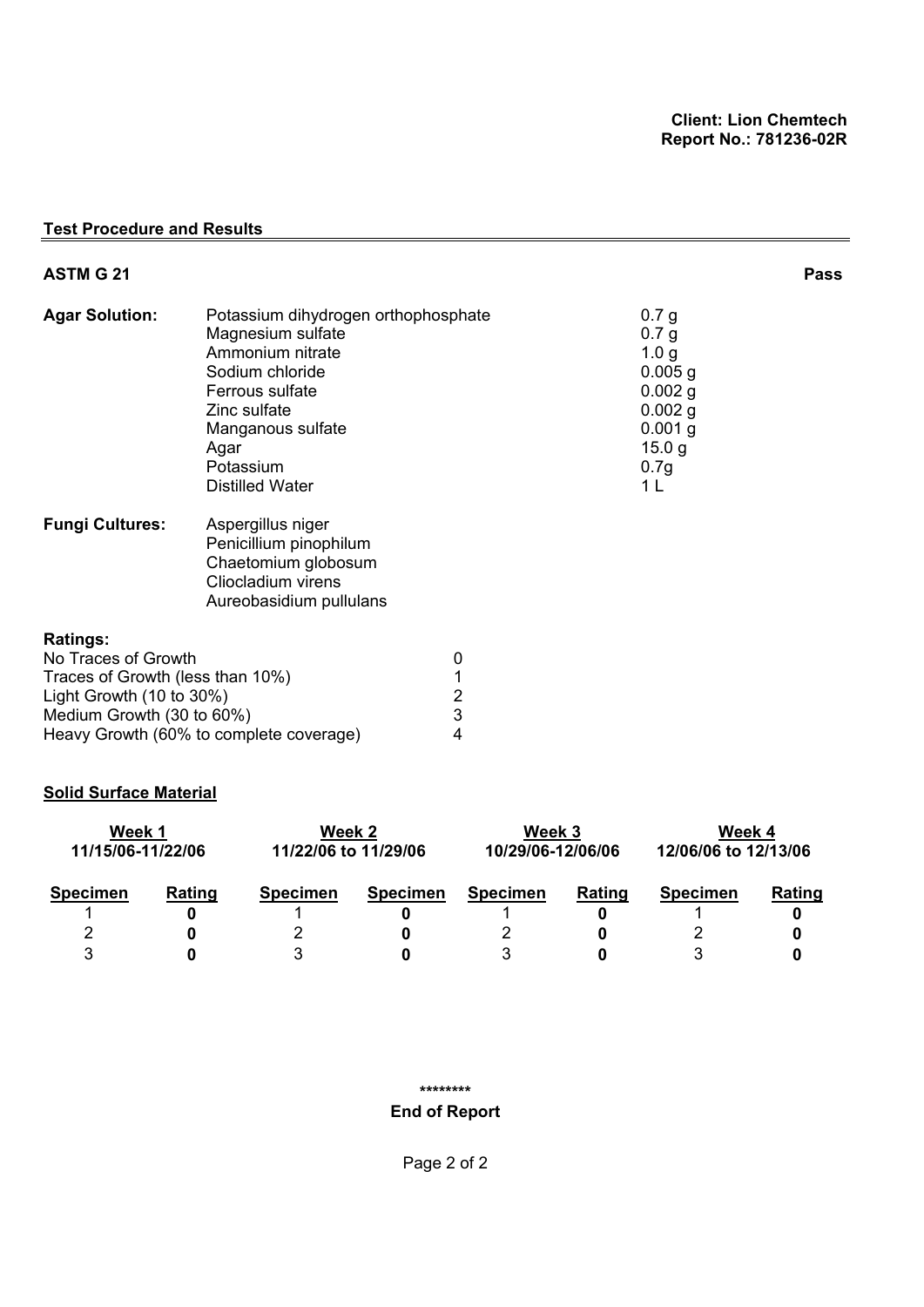**Client: Lion Chemtech**
**Report No.: 781236-02R**

## Test Procedure and Results

**ASTM G 21** **Pass**

**Agar Solution:**

| | |
|---|---|
| Potassium dihydrogen orthophosphate | 0.7 g |
| Magnesium sulfate | 0.7 g |
| Ammonium nitrate | 1.0 g |
| Sodium chloride | 0.005 g |
| Ferrous sulfate | 0.002 g |
| Zinc sulfate | 0.002 g |
| Manganous sulfate | 0.001 g |
| Agar | 15.0 g |
| Potassium | 0.7g |
| Distilled Water | 1 L |

**Fungi Cultures:**

- Aspergillus niger
- Penicillium pinophilum
- Chaetomium globosum
- Cliocladium virens
- Aureobasidium pullulans

**Ratings:**

| | |
|---|---|
| No Traces of Growth | 0 |
| Traces of Growth (less than 10%) | 1 |
| Light Growth (10 to 30%) | 2 |
| Medium Growth (30 to 60%) | 3 |
| Heavy Growth (60% to complete coverage) | 4 |

**Solid Surface Material**

| Week 1 11/15/06-11/22/06 | | Week 2 11/22/06 to 11/29/06 | | Week 3 10/29/06-12/06/06 | | Week 4 12/06/06 to 12/13/06 | |
|---|---|---|---|---|---|---|---|
| Specimen | Rating | Specimen | Specimen | Specimen | Rating | Specimen | Rating |
| 1 | **0** | 1 | **0** | 1 | **0** | 1 | **0** |
| 2 | **0** | 2 | **0** | 2 | **0** | 2 | **0** |
| 3 | **0** | 3 | **0** | 3 | **0** | 3 | **0** |

********

**End of Report**